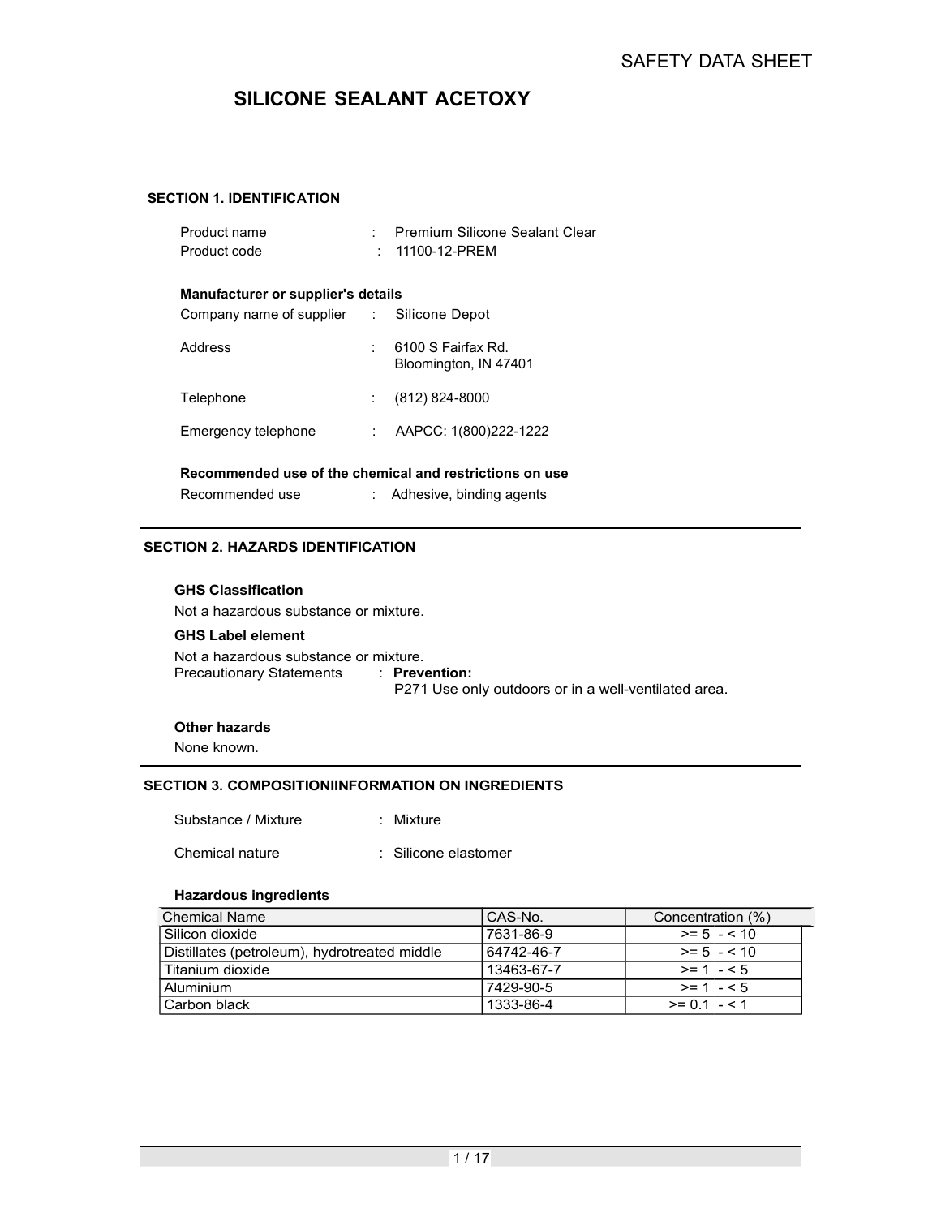# SILICONE SEALANT ACETOXY

## SECTION 1. IDENTIFICATION

Product name : Premium Silicone Sealant Clear
Product code : 11100-12-PREM

**Manufacturer or supplier's details**

Company name of supplier : Silicone Depot

Address : 6100 S Fairfax Rd.
Bloomington, IN 47401

Telephone : (812) 824-8000

Emergency telephone : AAPCC: 1(800)222-1222

**Recommended use of the chemical and restrictions on use**

Recommended use : Adhesive, binding agents

## SECTION 2. HAZARDS IDENTIFICATION

**GHS Classification**

Not a hazardous substance or mixture.

**GHS Label element**

Not a hazardous substance or mixture.

Precautionary Statements : **Prevention:**
P271 Use only outdoors or in a well-ventilated area.

**Other hazards**

None known.

## SECTION 3. COMPOSITIONIINFORMATION ON INGREDIENTS

Substance / Mixture : Mixture

Chemical nature : Silicone elastomer

**Hazardous ingredients**

| Chemical Name | CAS-No. | Concentration (%) |
|---|---|---|
| Silicon dioxide | 7631-86-9 | >= 5 - < 10 |
| Distillates (petroleum), hydrotreated middle | 64742-46-7 | >= 5 - < 10 |
| Titanium dioxide | 13463-67-7 | >= 1 - < 5 |
| Aluminium | 7429-90-5 | >= 1 - < 5 |
| Carbon black | 1333-86-4 | >= 0.1 - < 1 |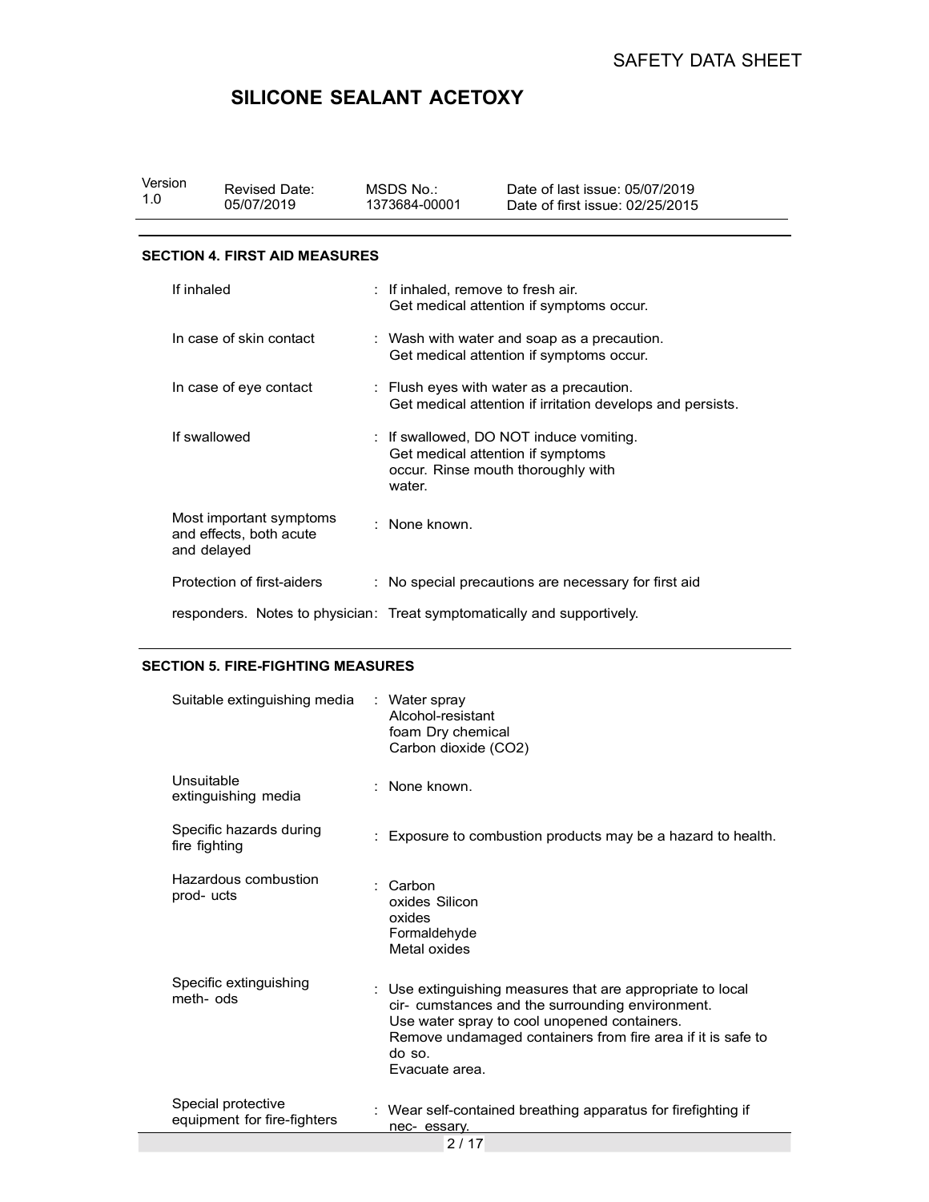## SECTION 4. FIRST AID MEASURES

| | |
|---|---|
| If inhaled | : If inhaled, remove to fresh air. Get medical attention if symptoms occur. |
| In case of skin contact | : Wash with water and soap as a precaution. Get medical attention if symptoms occur. |
| In case of eye contact | : Flush eyes with water as a precaution. Get medical attention if irritation develops and persists. |
| If swallowed | : If swallowed, DO NOT induce vomiting. Get medical attention if symptoms occur. Rinse mouth thoroughly with water. |
| Most important symptoms and effects, both acute and delayed | : None known. |
| Protection of first-aiders | : No special precautions are necessary for first aid |

responders. Notes to physician: Treat symptomatically and supportively.

## SECTION 5. FIRE-FIGHTING MEASURES

| | |
|---|---|
| Suitable extinguishing media | : Water spray Alcohol-resistant foam Dry chemical Carbon dioxide ($CO_2$) |
| Unsuitable extinguishing media | : None known. |
| Specific hazards during fire fighting | : Exposure to combustion products may be a hazard to health. |
| Hazardous combustion prod- ucts | : Carbon oxides Silicon oxides Formaldehyde Metal oxides |
| Specific extinguishing meth- ods | : Use extinguishing measures that are appropriate to local cir- cumstances and the surrounding environment. Use water spray to cool unopened containers. Remove undamaged containers from fire area if it is safe to do so. Evacuate area. |
| Special protective equipment for fire-fighters | : Wear self-contained breathing apparatus for firefighting if nec- essary. |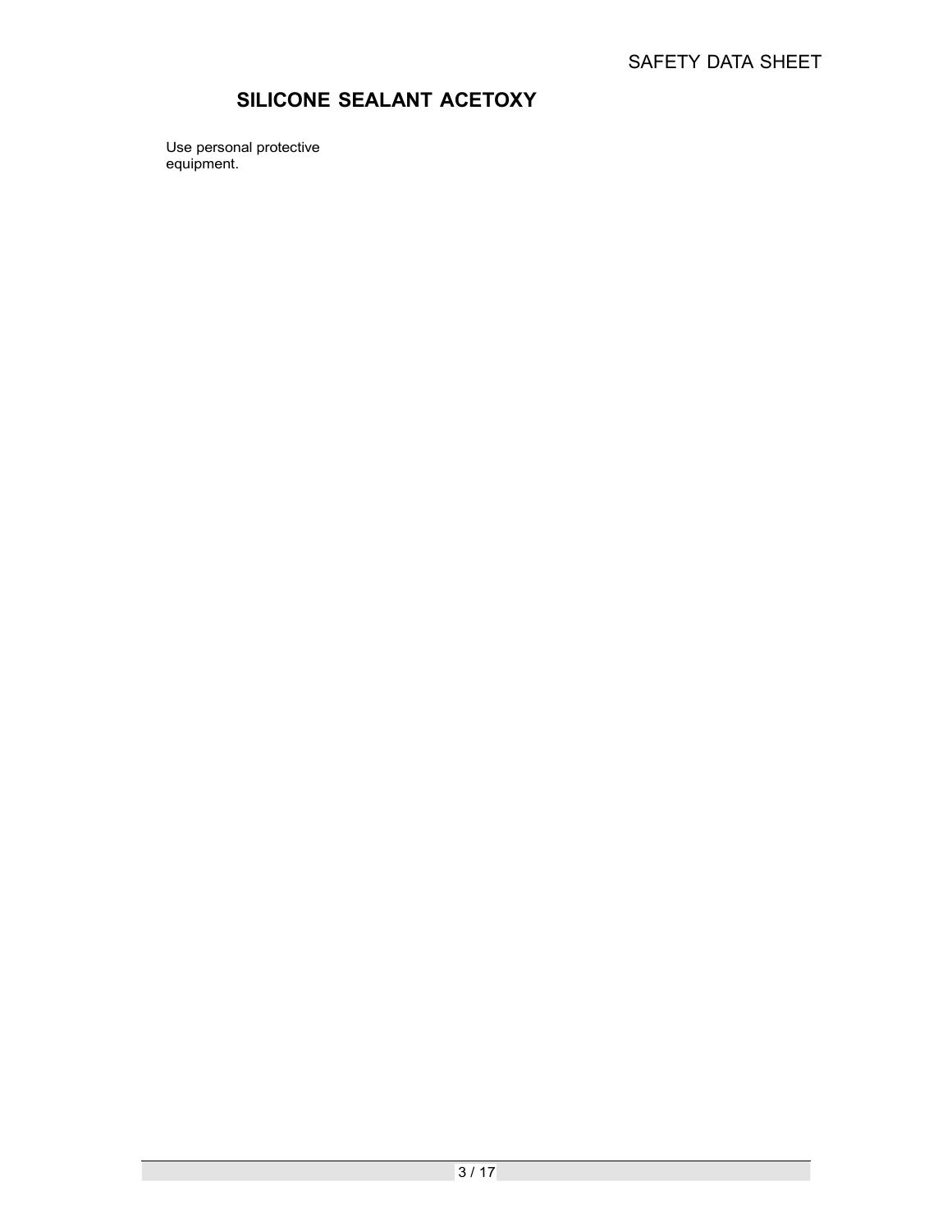Use personal protective equipment.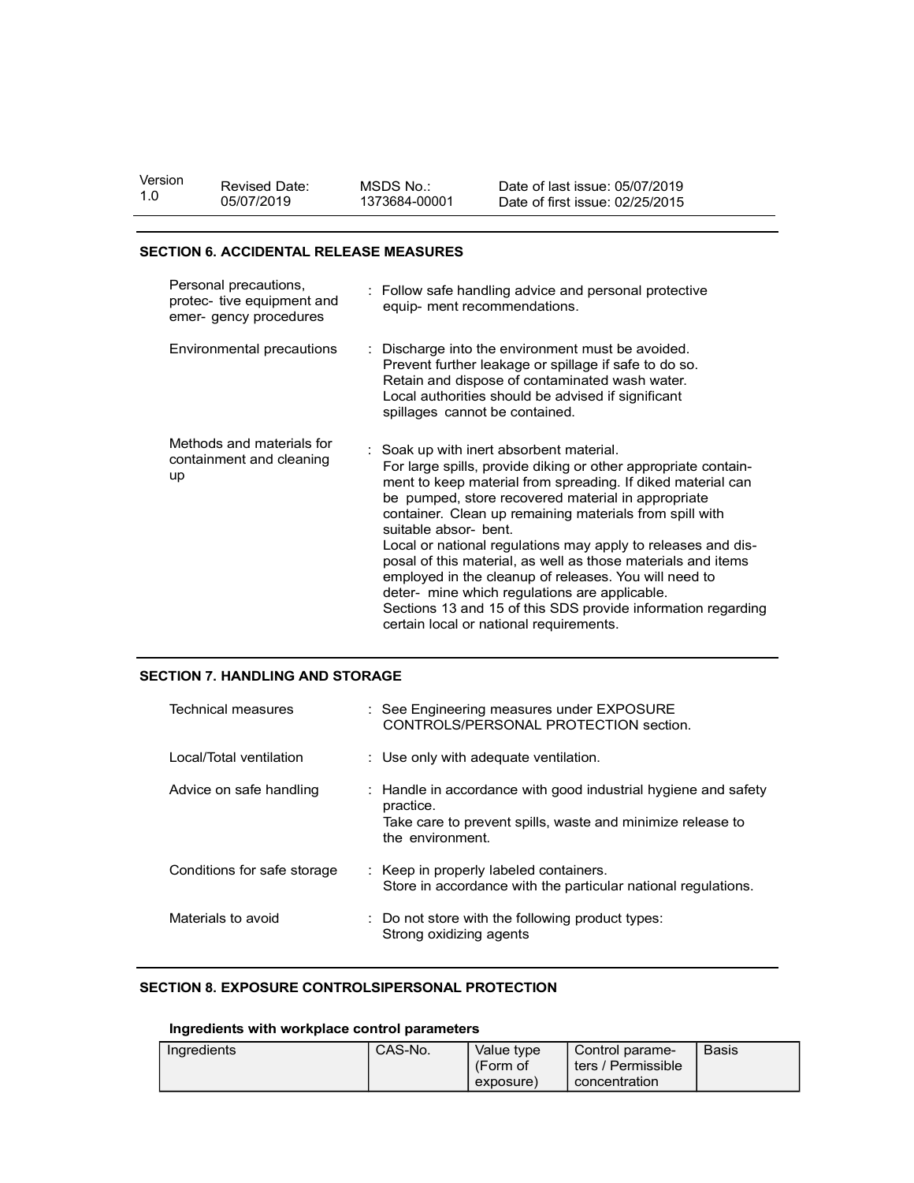| Version 1.0 | Revised Date: 05/07/2019 | MSDS No.: 1373684-00001 | Date of last issue: 05/07/2019<br>Date of first issue: 02/25/2015 |
|---|---|---|---|

## SECTION 6. ACCIDENTAL RELEASE MEASURES

| | |
|---|---|
| Personal precautions, protec- tive equipment and emer- gency procedures | : Follow safe handling advice and personal protective equip- ment recommendations. |
| Environmental precautions | : Discharge into the environment must be avoided.<br>Prevent further leakage or spillage if safe to do so.<br>Retain and dispose of contaminated wash water.<br>Local authorities should be advised if significant spillages cannot be contained. |
| Methods and materials for containment and cleaning up | : Soak up with inert absorbent material.<br>For large spills, provide diking or other appropriate contain- ment to keep material from spreading. If diked material can be pumped, store recovered material in appropriate container. Clean up remaining materials from spill with suitable absor- bent.<br>Local or national regulations may apply to releases and dis- posal of this material, as well as those materials and items employed in the cleanup of releases. You will need to deter- mine which regulations are applicable.<br>Sections 13 and 15 of this SDS provide information regarding certain local or national requirements. |

## SECTION 7. HANDLING AND STORAGE

| | |
|---|---|
| Technical measures | : See Engineering measures under EXPOSURE CONTROLS/PERSONAL PROTECTION section. |
| Local/Total ventilation | : Use only with adequate ventilation. |
| Advice on safe handling | : Handle in accordance with good industrial hygiene and safety practice.<br>Take care to prevent spills, waste and minimize release to the environment. |
| Conditions for safe storage | : Keep in properly labeled containers.<br>Store in accordance with the particular national regulations. |
| Materials to avoid | : Do not store with the following product types:<br>Strong oxidizing agents |

## SECTION 8. EXPOSURE CONTROLSIPERSONAL PROTECTION

**Ingredients with workplace control parameters**

| Ingredients | CAS-No. | Value type (Form of exposure) | Control parame- ters / Permissible concentration | Basis |
|---|---|---|---|---|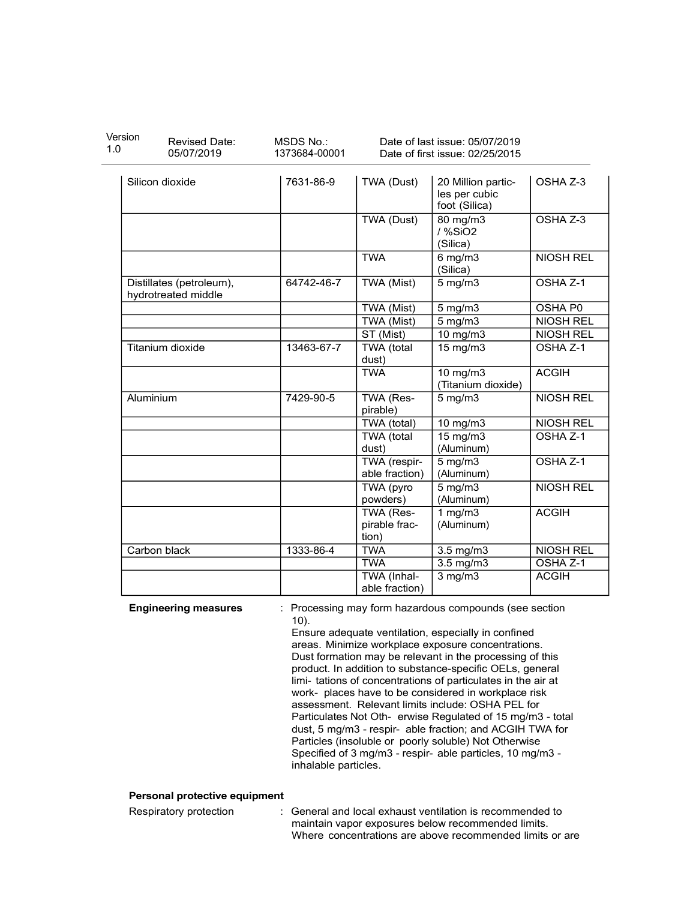| Silicon dioxide | 7631-86-9 | TWA (Dust) | 20 Million particles per cubic foot (Silica) | OSHA Z-3 |
|---|---|---|---|---|
| | | TWA (Dust) | 80 mg/m3 / %SiO2 (Silica) | OSHA Z-3 |
| | | TWA | 6 mg/m3 (Silica) | NIOSH REL |
| Distillates (petroleum), hydrotreated middle | 64742-46-7 | TWA (Mist) | 5 mg/m3 | OSHA Z-1 |
| | | TWA (Mist) | 5 mg/m3 | OSHA P0 |
| | | TWA (Mist) | 5 mg/m3 | NIOSH REL |
| | | ST (Mist) | 10 mg/m3 | NIOSH REL |
| Titanium dioxide | 13463-67-7 | TWA (total dust) | 15 mg/m3 | OSHA Z-1 |
| | | TWA | 10 mg/m3 (Titanium dioxide) | ACGIH |
| Aluminium | 7429-90-5 | TWA (Respirable) | 5 mg/m3 | NIOSH REL |
| | | TWA (total) | 10 mg/m3 | NIOSH REL |
| | | TWA (total dust) | 15 mg/m3 (Aluminum) | OSHA Z-1 |
| | | TWA (respirable fraction) | 5 mg/m3 (Aluminum) | OSHA Z-1 |
| | | TWA (pyro powders) | 5 mg/m3 (Aluminum) | NIOSH REL |
| | | TWA (Respirable fraction) | 1 mg/m3 (Aluminum) | ACGIH |
| Carbon black | 1333-86-4 | TWA | 3.5 mg/m3 | NIOSH REL |
| | | TWA | 3.5 mg/m3 | OSHA Z-1 |
| | | TWA (Inhalable fraction) | 3 mg/m3 | ACGIH |

**Engineering measures** : Processing may form hazardous compounds (see section 10).
Ensure adequate ventilation, especially in confined areas. Minimize workplace exposure concentrations.
Dust formation may be relevant in the processing of this product. In addition to substance-specific OELs, general limitations of concentrations of particulates in the air at workplaces have to be considered in workplace risk assessment. Relevant limits include: OSHA PEL for Particulates Not Otherwise Regulated of 15 mg/m3 - total dust, 5 mg/m3 - respirable fraction; and ACGIH TWA for Particles (insoluble or poorly soluble) Not Otherwise Specified of 3 mg/m3 - respirable particles, 10 mg/m3 - inhalable particles.

**Personal protective equipment**

Respiratory protection : General and local exhaust ventilation is recommended to maintain vapor exposures below recommended limits. Where concentrations are above recommended limits or are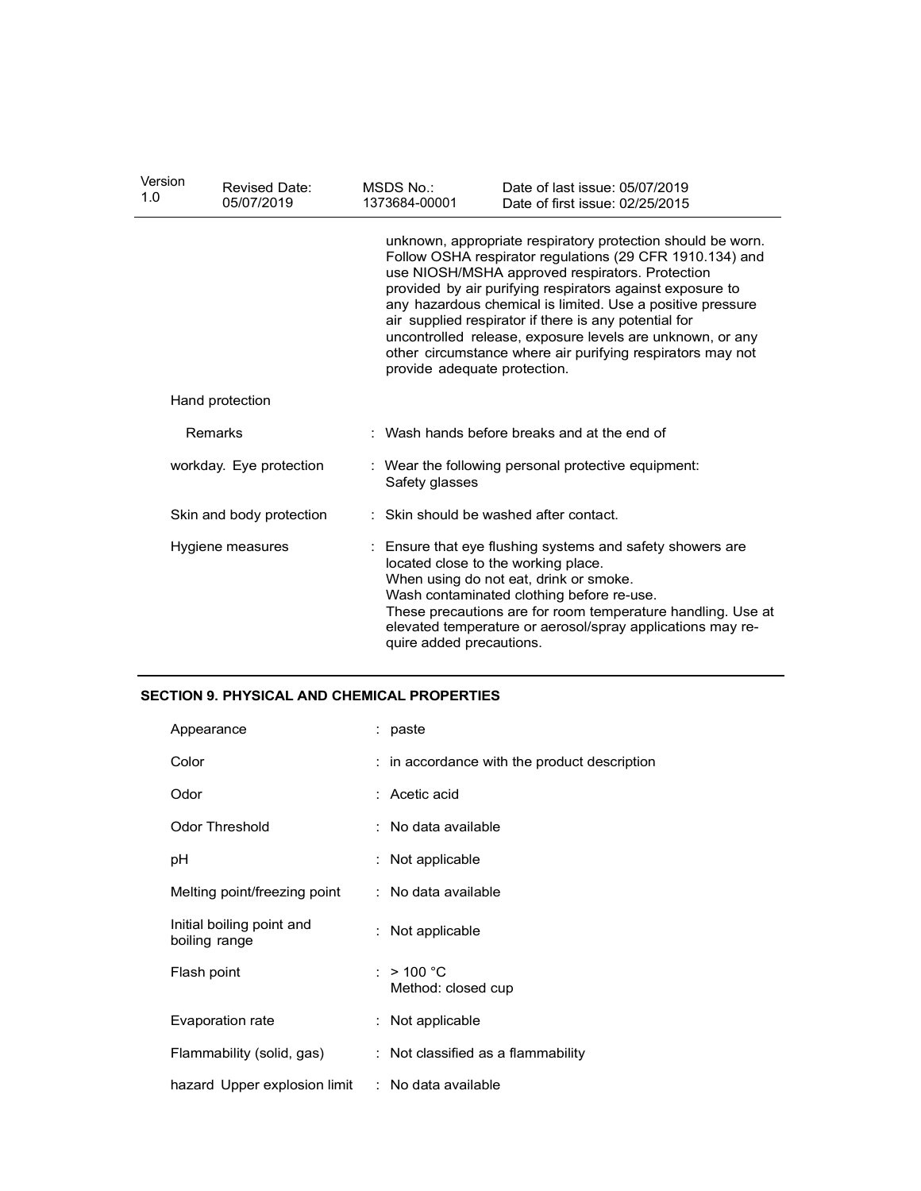| Version 1.0 | Revised Date: 05/07/2019 | MSDS No.: 1373684-00001 | Date of last issue: 05/07/2019<br>Date of first issue: 02/25/2015 |
|---|---|---|---|

unknown, appropriate respiratory protection should be worn. Follow OSHA respirator regulations (29 CFR 1910.134) and use NIOSH/MSHA approved respirators. Protection provided by air purifying respirators against exposure to any hazardous chemical is limited. Use a positive pressure air supplied respirator if there is any potential for uncontrolled release, exposure levels are unknown, or any other circumstance where air purifying respirators may not provide adequate protection.

Hand protection

| | |
|---|---|
| Remarks | : Wash hands before breaks and at the end of |
| workday. Eye protection | : Wear the following personal protective equipment: Safety glasses |
| Skin and body protection | : Skin should be washed after contact. |
| Hygiene measures | : Ensure that eye flushing systems and safety showers are located close to the working place.<br>When using do not eat, drink or smoke.<br>Wash contaminated clothing before re-use.<br>These precautions are for room temperature handling. Use at elevated temperature or aerosol/spray applications may require added precautions. |

## SECTION 9. PHYSICAL AND CHEMICAL PROPERTIES

| | |
|---|---|
| Appearance | : paste |
| Color | : in accordance with the product description |
| Odor | : Acetic acid |
| Odor Threshold | : No data available |
| pH | : Not applicable |
| Melting point/freezing point | : No data available |
| Initial boiling point and boiling range | : Not applicable |
| Flash point | : > 100 °C<br>Method: closed cup |
| Evaporation rate | : Not applicable |
| Flammability (solid, gas) | : Not classified as a flammability |
| hazard Upper explosion limit | : No data available |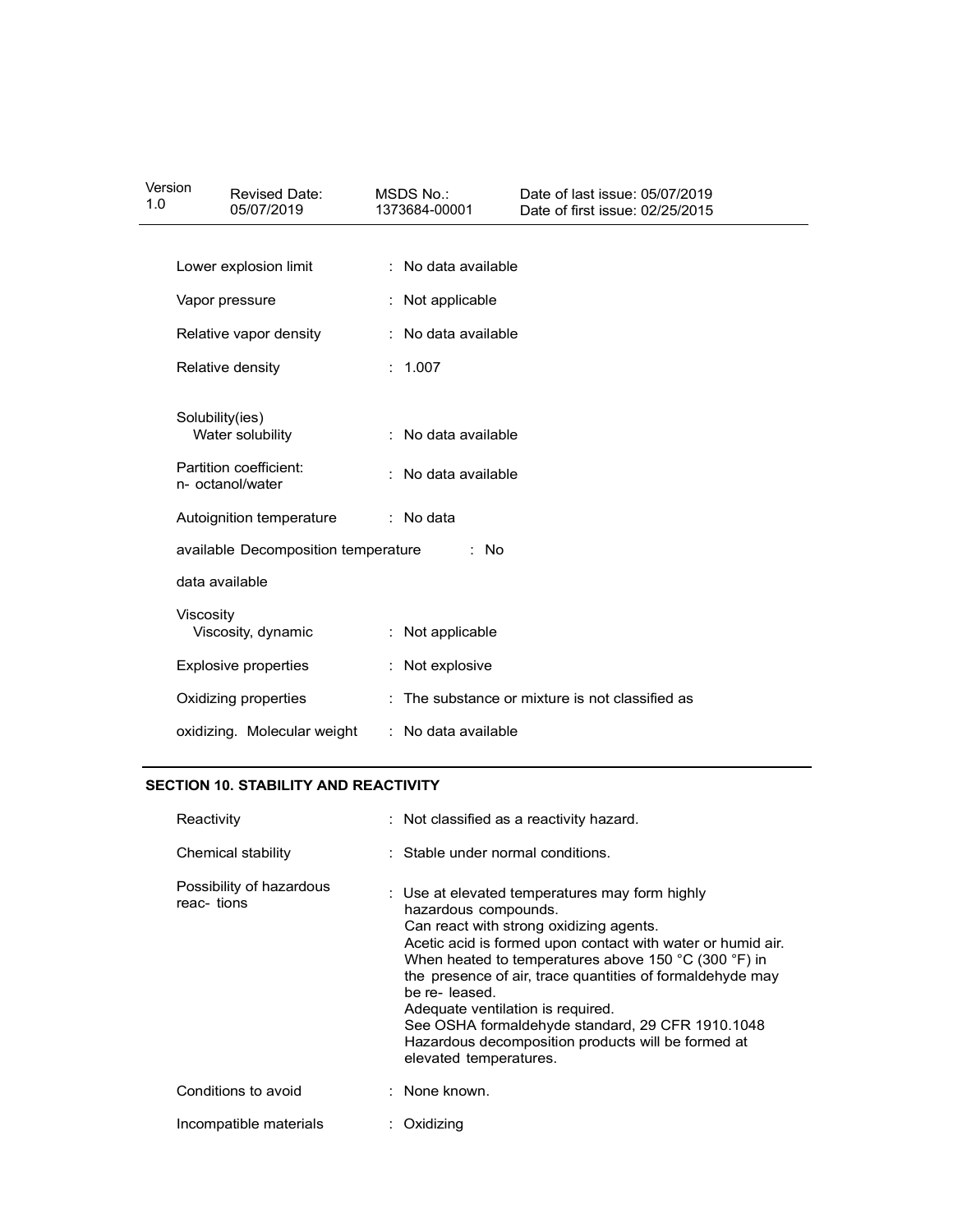| | |
|---|---|
| Lower explosion limit | : No data available |
| Vapor pressure | : Not applicable |
| Relative vapor density | : No data available |
| Relative density | : 1.007 |
| Solubility(ies) | |
| Water solubility | : No data available |
| Partition coefficient: n- octanol/water | : No data available |
| Autoignition temperature | : No data |

available Decomposition temperature : No

data available

| | |
|---|---|
| Viscosity | |
| Viscosity, dynamic | : Not applicable |
| Explosive properties | : Not explosive |
| Oxidizing properties | : The substance or mixture is not classified as |

oxidizing. Molecular weight : No data available

## SECTION 10. STABILITY AND REACTIVITY

| | |
|---|---|
| Reactivity | : Not classified as a reactivity hazard. |
| Chemical stability | : Stable under normal conditions. |
| Possibility of hazardous reac- tions | : Use at elevated temperatures may form highly hazardous compounds.<br>Can react with strong oxidizing agents.<br>Acetic acid is formed upon contact with water or humid air.<br>When heated to temperatures above 150 °C (300 °F) in the presence of air, trace quantities of formaldehyde may be re- leased.<br>Adequate ventilation is required.<br>See OSHA formaldehyde standard, 29 CFR 1910.1048<br>Hazardous decomposition products will be formed at elevated temperatures. |
| Conditions to avoid | : None known. |
| Incompatible materials | : Oxidizing |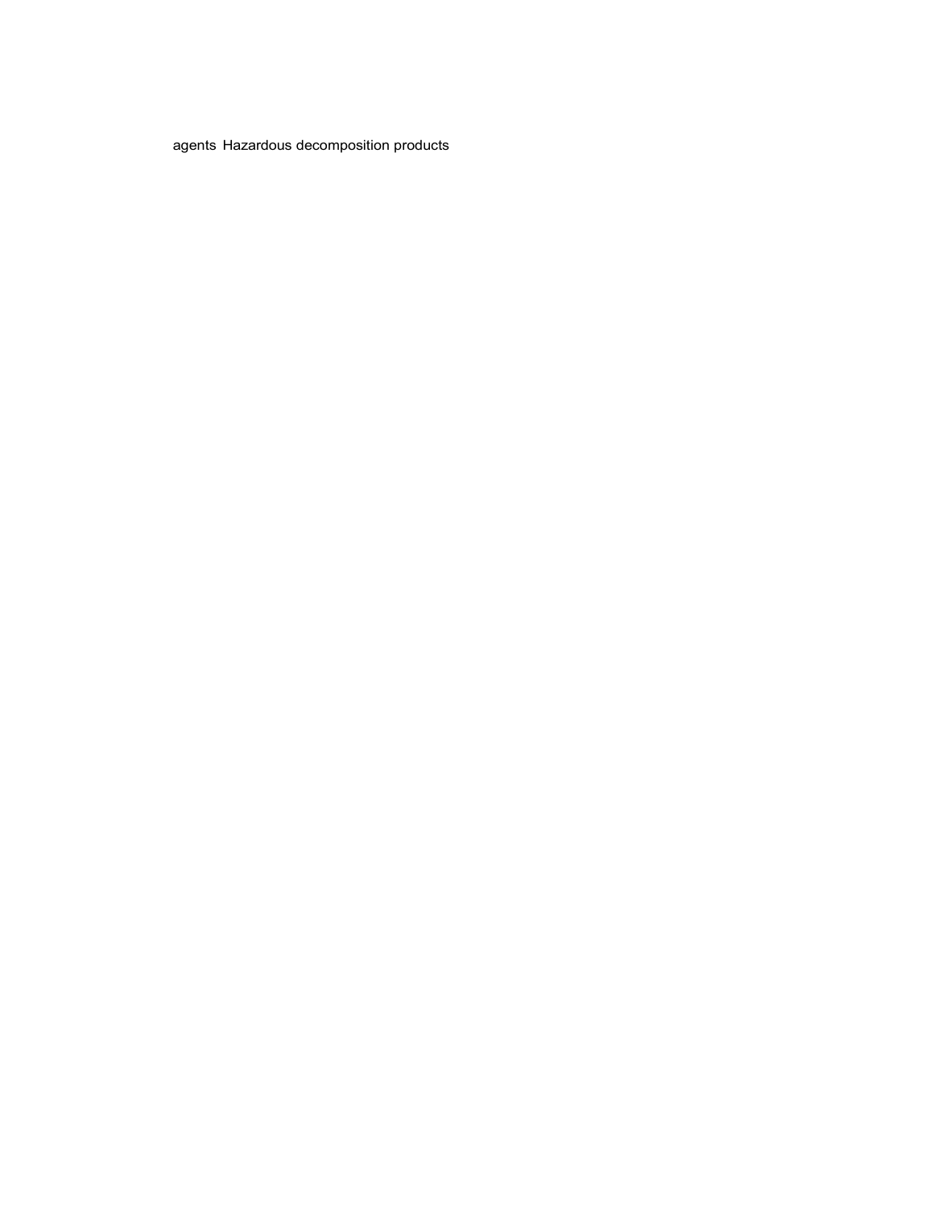agents Hazardous decomposition products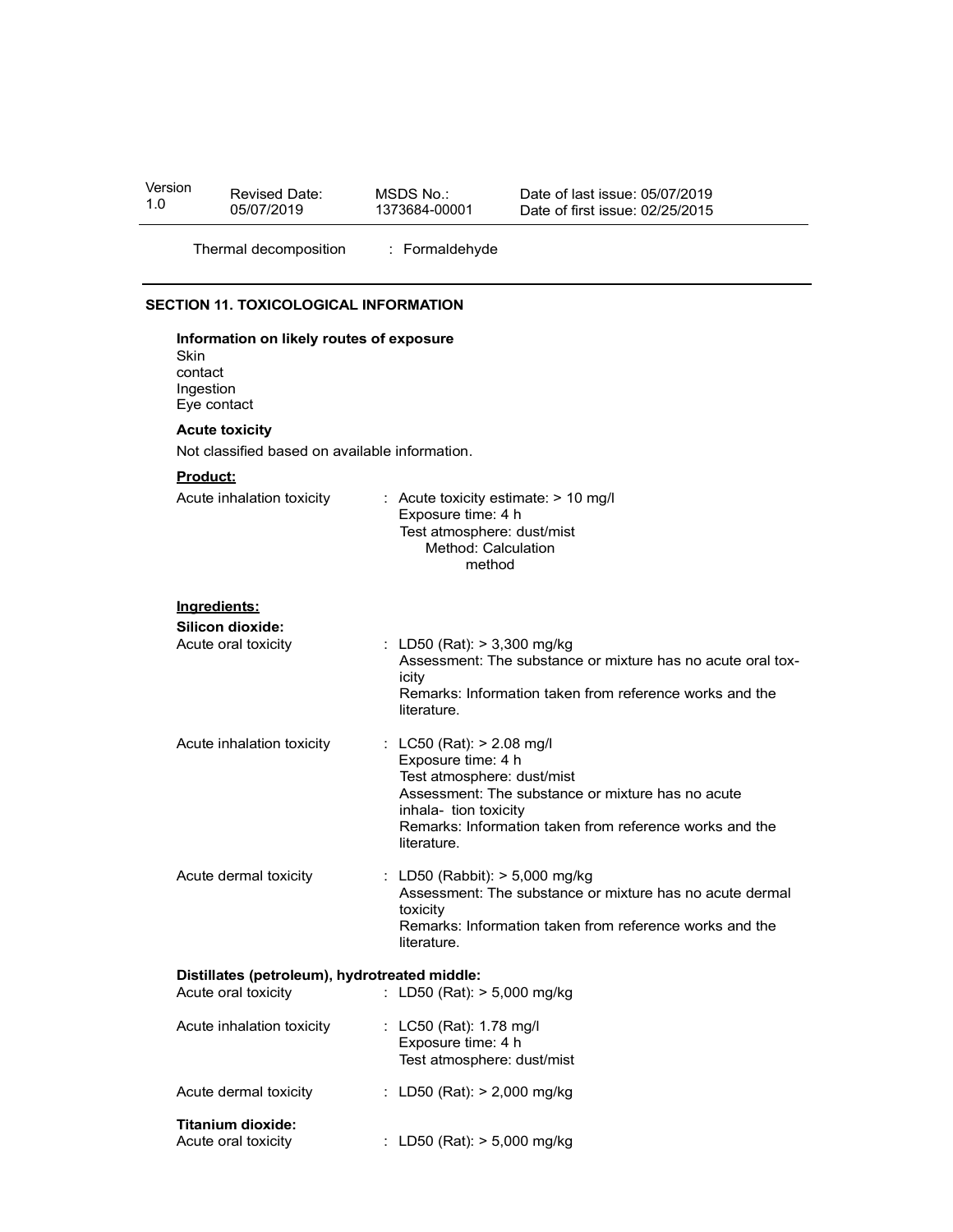Thermal decomposition : Formaldehyde

## SECTION 11. TOXICOLOGICAL INFORMATION

**Information on likely routes of exposure**
Skin contact
Ingestion
Eye contact

**Acute toxicity**

Not classified based on available information.

**Product:**

| | |
|---|---|
| Acute inhalation toxicity | : Acute toxicity estimate: > 10 mg/l<br>Exposure time: 4 h<br>Test atmosphere: dust/mist<br>Method: Calculation method |

**Ingredients:**

**Silicon dioxide:**

| | |
|---|---|
| Acute oral toxicity | : LD50 (Rat): > 3,300 mg/kg<br>Assessment: The substance or mixture has no acute oral toxicity<br>Remarks: Information taken from reference works and the literature. |
| Acute inhalation toxicity | : LC50 (Rat): > 2.08 mg/l<br>Exposure time: 4 h<br>Test atmosphere: dust/mist<br>Assessment: The substance or mixture has no acute inhalation toxicity<br>Remarks: Information taken from reference works and the literature. |
| Acute dermal toxicity | : LD50 (Rabbit): > 5,000 mg/kg<br>Assessment: The substance or mixture has no acute dermal toxicity<br>Remarks: Information taken from reference works and the literature. |

**Distillates (petroleum), hydrotreated middle:**

| | |
|---|---|
| Acute oral toxicity | : LD50 (Rat): > 5,000 mg/kg |
| Acute inhalation toxicity | : LC50 (Rat): 1.78 mg/l<br>Exposure time: 4 h<br>Test atmosphere: dust/mist |
| Acute dermal toxicity | : LD50 (Rat): > 2,000 mg/kg |

**Titanium dioxide:**

| | |
|---|---|
| Acute oral toxicity | : LD50 (Rat): > 5,000 mg/kg |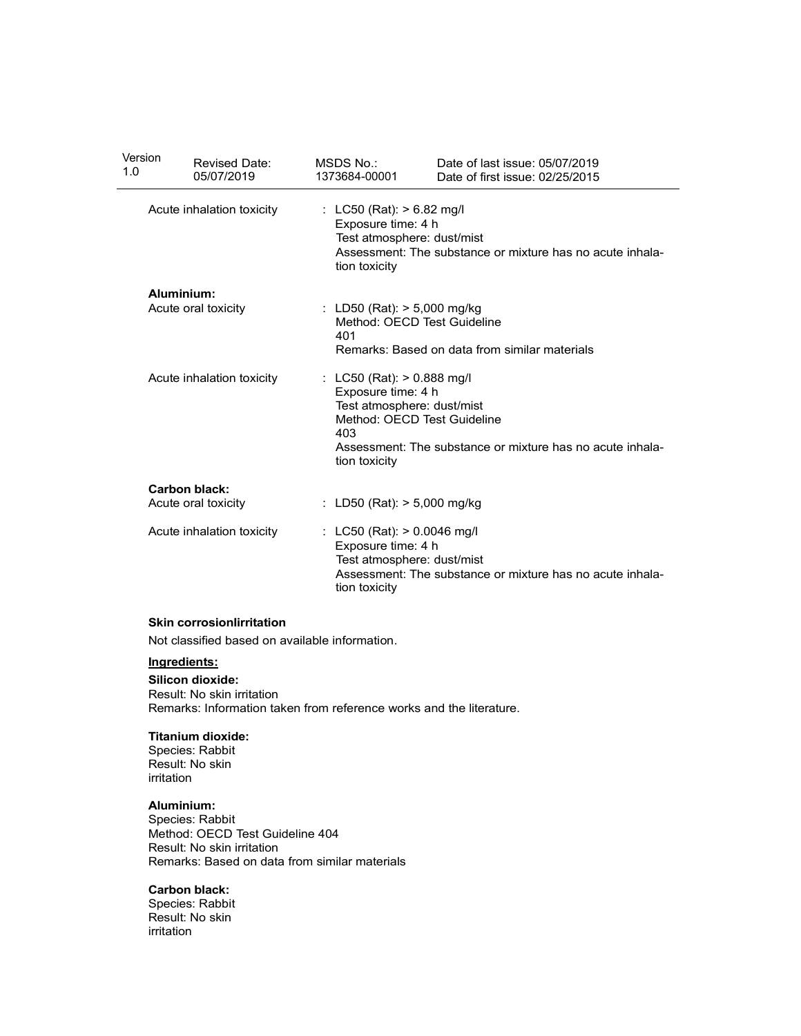Acute inhalation toxicity : LC50 (Rat): > 6.82 mg/l
Exposure time: 4 h
Test atmosphere: dust/mist
Assessment: The substance or mixture has no acute inhalation toxicity

**Aluminium:**

Acute oral toxicity : LD50 (Rat): > 5,000 mg/kg
Method: OECD Test Guideline 401
Remarks: Based on data from similar materials

Acute inhalation toxicity : LC50 (Rat): > 0.888 mg/l
Exposure time: 4 h
Test atmosphere: dust/mist
Method: OECD Test Guideline 403
Assessment: The substance or mixture has no acute inhalation toxicity

**Carbon black:**

Acute oral toxicity : LD50 (Rat): > 5,000 mg/kg

Acute inhalation toxicity : LC50 (Rat): > 0.0046 mg/l
Exposure time: 4 h
Test atmosphere: dust/mist
Assessment: The substance or mixture has no acute inhalation toxicity

**Skin corrosion/irritation**

Not classified based on available information.

**Ingredients:**

**Silicon dioxide:**
Result: No skin irritation
Remarks: Information taken from reference works and the literature.

**Titanium dioxide:**
Species: Rabbit
Result: No skin irritation

**Aluminium:**
Species: Rabbit
Method: OECD Test Guideline 404
Result: No skin irritation
Remarks: Based on data from similar materials

**Carbon black:**
Species: Rabbit
Result: No skin irritation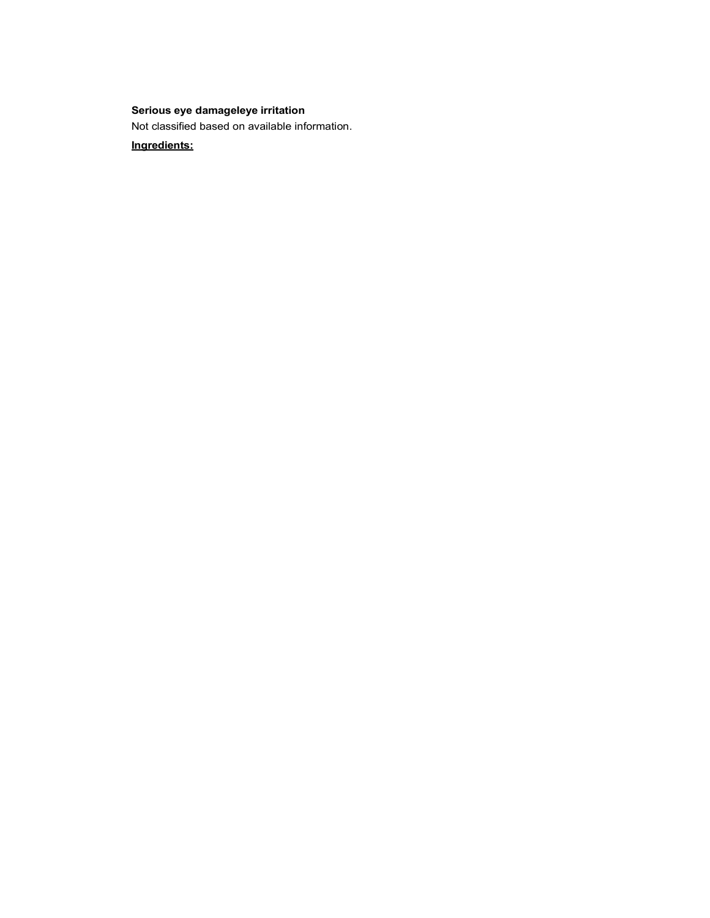**Serious eye damageleye irritation**

Not classified based on available information.

**Ingredients:**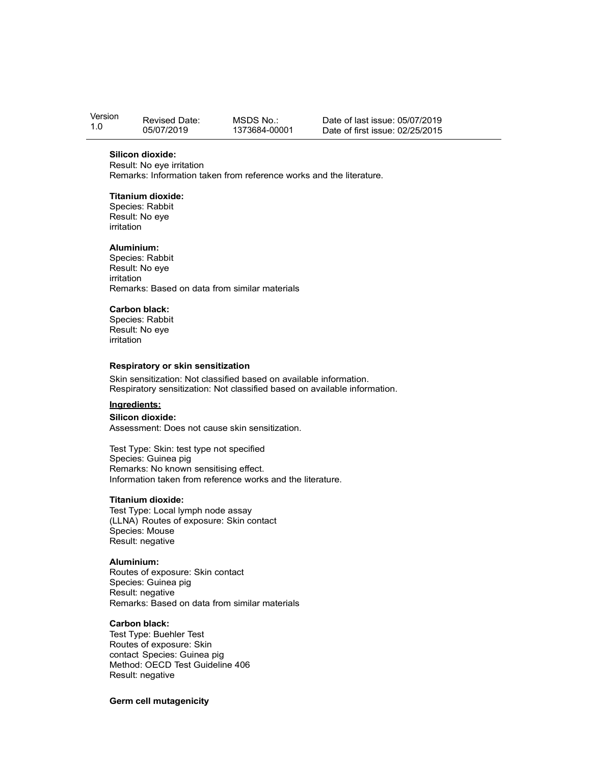**Silicon dioxide:**
Result: No eye irritation
Remarks: Information taken from reference works and the literature.

**Titanium dioxide:**
Species: Rabbit
Result: No eye irritation

**Aluminium:**
Species: Rabbit
Result: No eye irritation
Remarks: Based on data from similar materials

**Carbon black:**
Species: Rabbit
Result: No eye irritation

**Respiratory or skin sensitization**

Skin sensitization: Not classified based on available information.
Respiratory sensitization: Not classified based on available information.

**Ingredients:**

**Silicon dioxide:**
Assessment: Does not cause skin sensitization.

Test Type: Skin: test type not specified
Species: Guinea pig
Remarks: No known sensitising effect.
Information taken from reference works and the literature.

**Titanium dioxide:**
Test Type: Local lymph node assay (LLNA)
Routes of exposure: Skin contact
Species: Mouse
Result: negative

**Aluminium:**
Routes of exposure: Skin contact
Species: Guinea pig
Result: negative
Remarks: Based on data from similar materials

**Carbon black:**
Test Type: Buehler Test
Routes of exposure: Skin contact
Species: Guinea pig
Method: OECD Test Guideline 406
Result: negative

**Germ cell mutagenicity**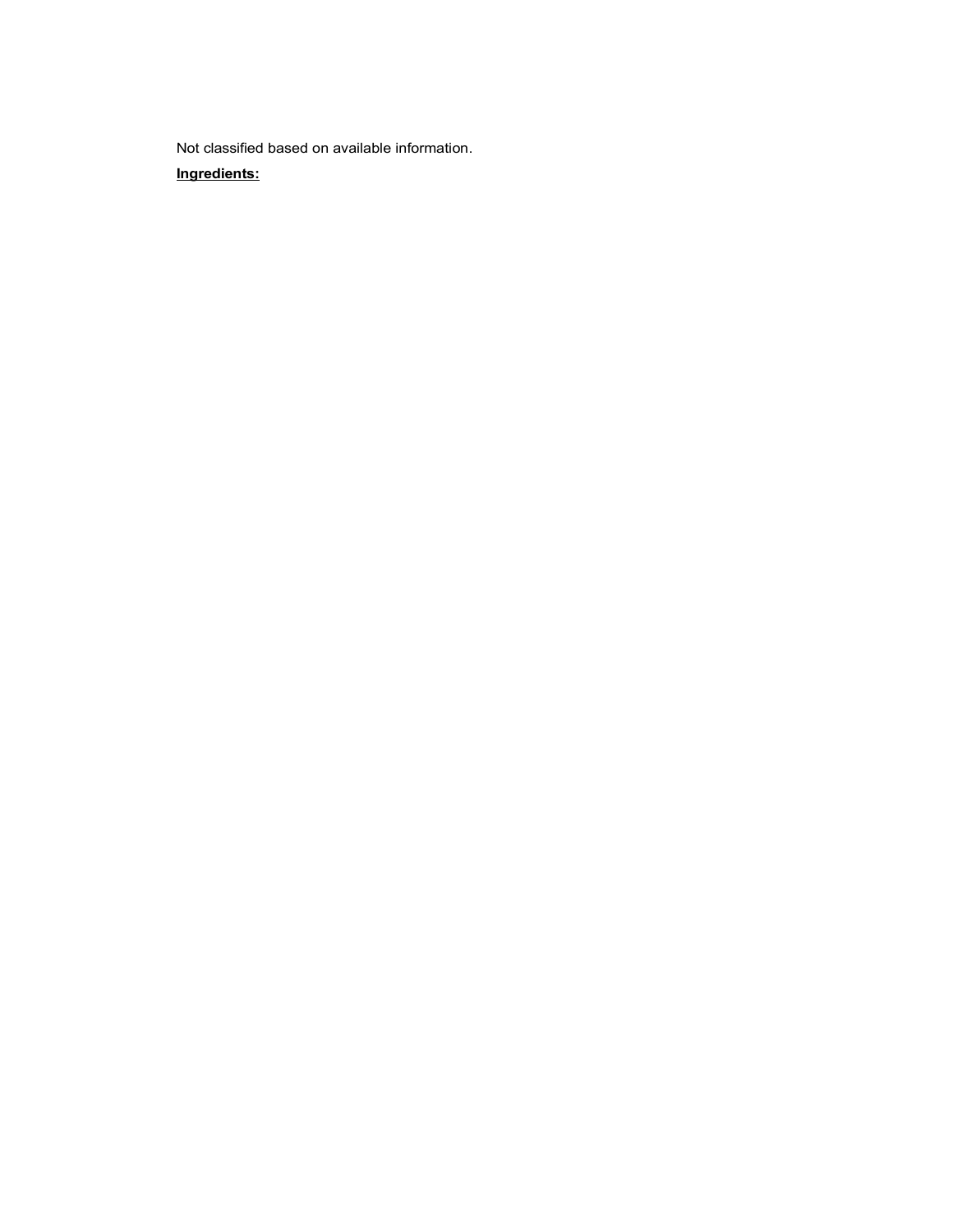Not classified based on available information.

**Ingredients:**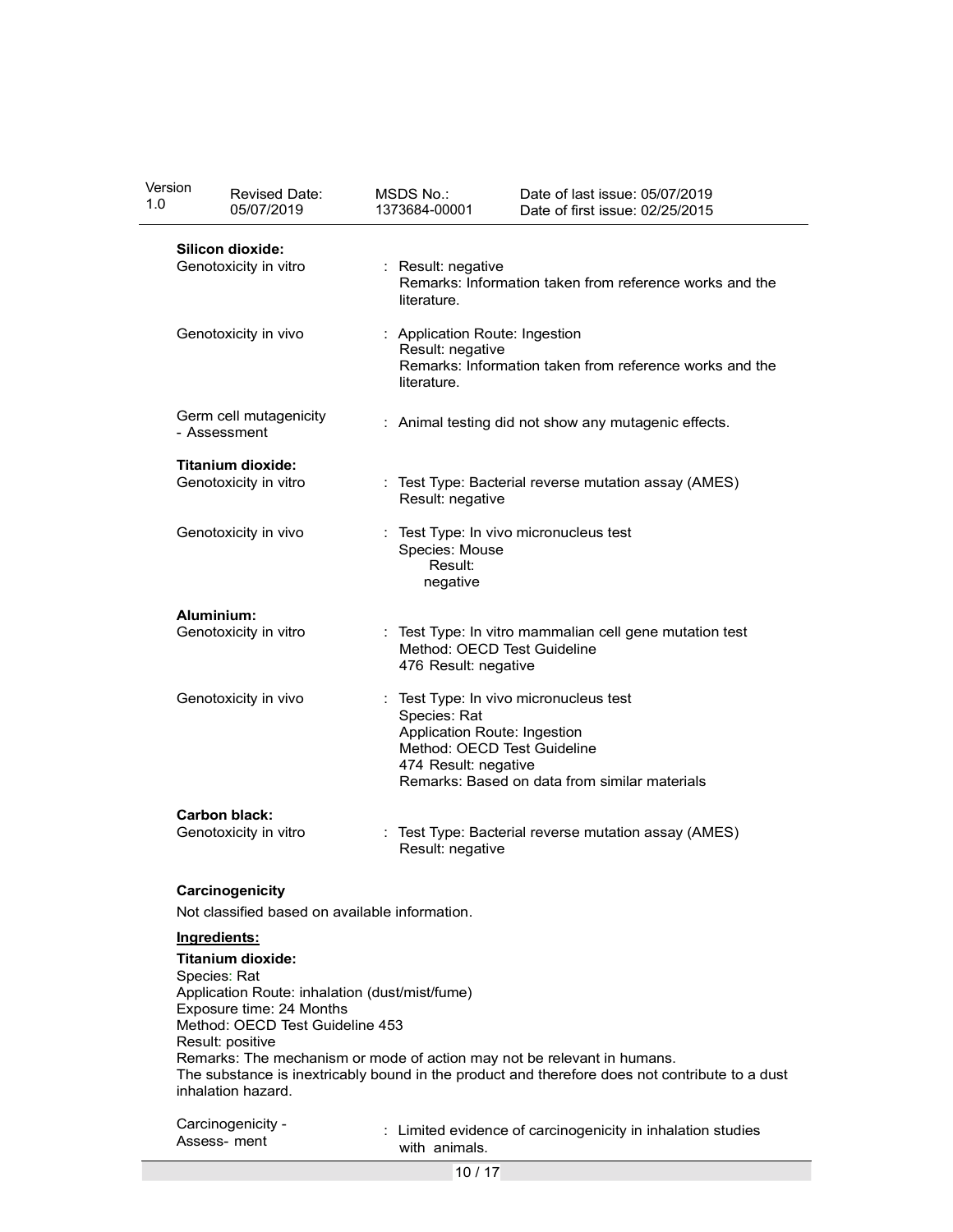**Silicon dioxide:**

| | |
|---|---|
| Genotoxicity in vitro | : Result: negative<br>Remarks: Information taken from reference works and the literature. |
| Genotoxicity in vivo | : Application Route: Ingestion<br>Result: negative<br>Remarks: Information taken from reference works and the literature. |
| Germ cell mutagenicity - Assessment | : Animal testing did not show any mutagenic effects. |

**Titanium dioxide:**

| | |
|---|---|
| Genotoxicity in vitro | : Test Type: Bacterial reverse mutation assay (AMES)<br>Result: negative |
| Genotoxicity in vivo | : Test Type: In vivo micronucleus test<br>Species: Mouse<br>Result:<br>negative |

**Aluminium:**

| | |
|---|---|
| Genotoxicity in vitro | : Test Type: In vitro mammalian cell gene mutation test<br>Method: OECD Test Guideline<br>476 Result: negative |
| Genotoxicity in vivo | : Test Type: In vivo micronucleus test<br>Species: Rat<br>Application Route: Ingestion<br>Method: OECD Test Guideline<br>474 Result: negative<br>Remarks: Based on data from similar materials |

**Carbon black:**

| | |
|---|---|
| Genotoxicity in vitro | : Test Type: Bacterial reverse mutation assay (AMES)<br>Result: negative |

**Carcinogenicity**

Not classified based on available information.

**Ingredients:**

**Titanium dioxide:**

Species: Rat
Application Route: inhalation (dust/mist/fume)
Exposure time: 24 Months
Method: OECD Test Guideline 453
Result: positive
Remarks: The mechanism or mode of action may not be relevant in humans.
The substance is inextricably bound in the product and therefore does not contribute to a dust inhalation hazard.

| | |
|---|---|
| Carcinogenicity - Assess- ment | : Limited evidence of carcinogenicity in inhalation studies with animals. |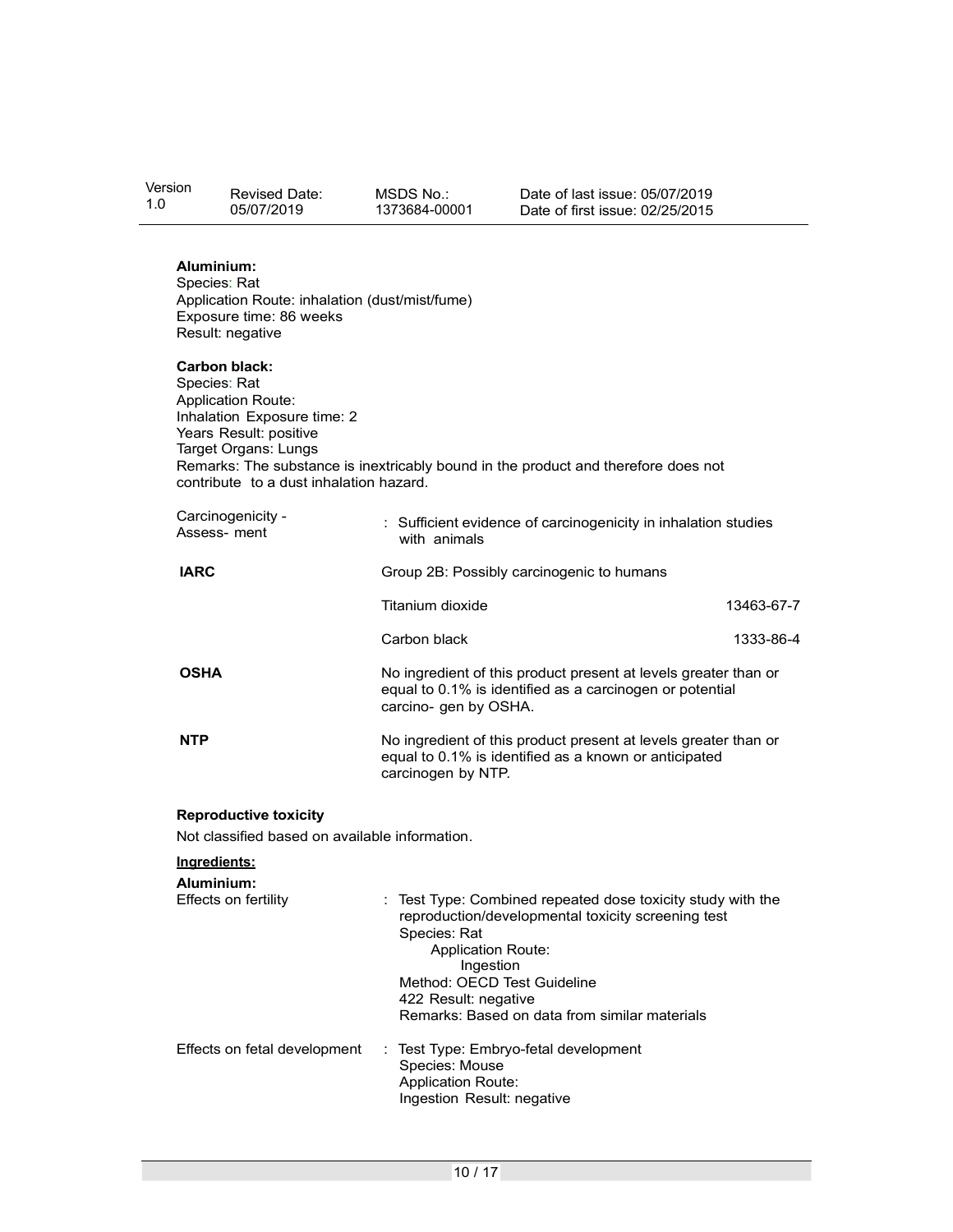**Aluminium:**
Species: Rat
Application Route: inhalation (dust/mist/fume)
Exposure time: 86 weeks
Result: negative

**Carbon black:**
Species: Rat
Application Route:
Inhalation Exposure time: 2
Years Result: positive
Target Organs: Lungs
Remarks: The substance is inextricably bound in the product and therefore does not contribute to a dust inhalation hazard.

Carcinogenicity - Assess- ment : Sufficient evidence of carcinogenicity in inhalation studies with animals

| | | |
|---|---|---|
| **IARC** | Group 2B: Possibly carcinogenic to humans | |
| | Titanium dioxide | 13463-67-7 |
| | Carbon black | 1333-86-4 |
| **OSHA** | No ingredient of this product present at levels greater than or equal to 0.1% is identified as a carcinogen or potential carcino- gen by OSHA. | |
| **NTP** | No ingredient of this product present at levels greater than or equal to 0.1% is identified as a known or anticipated carcinogen by NTP. | |

**Reproductive toxicity**

Not classified based on available information.

**Ingredients:**

**Aluminium:**

Effects on fertility : Test Type: Combined repeated dose toxicity study with the reproduction/developmental toxicity screening test
Species: Rat
Application Route:
Ingestion
Method: OECD Test Guideline
422 Result: negative
Remarks: Based on data from similar materials

Effects on fetal development : Test Type: Embryo-fetal development
Species: Mouse
Application Route:
Ingestion Result: negative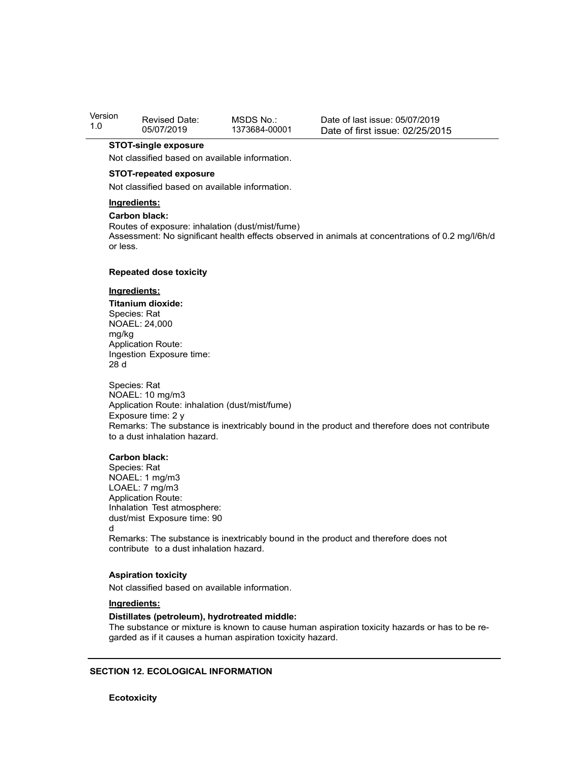**STOT-single exposure**

Not classified based on available information.

**STOT-repeated exposure**

Not classified based on available information.

**Ingredients:**

**Carbon black:**

Routes of exposure: inhalation (dust/mist/fume)
Assessment: No significant health effects observed in animals at concentrations of 0.2 mg/l/6h/d or less.

**Repeated dose toxicity**

**Ingredients:**

**Titanium dioxide:**

Species: Rat
NOAEL: 24,000 mg/kg
Application Route: Ingestion
Exposure time: 28 d

Species: Rat
NOAEL: 10 mg/m3
Application Route: inhalation (dust/mist/fume)
Exposure time: 2 y
Remarks: The substance is inextricably bound in the product and therefore does not contribute to a dust inhalation hazard.

**Carbon black:**

Species: Rat
NOAEL: 1 mg/m3
LOAEL: 7 mg/m3
Application Route: Inhalation
Test atmosphere: dust/mist
Exposure time: 90 d
Remarks: The substance is inextricably bound in the product and therefore does not contribute to a dust inhalation hazard.

**Aspiration toxicity**

Not classified based on available information.

**Ingredients:**

**Distillates (petroleum), hydrotreated middle:**

The substance or mixture is known to cause human aspiration toxicity hazards or has to be regarded as if it causes a human aspiration toxicity hazard.

## SECTION 12. ECOLOGICAL INFORMATION

**Ecotoxicity**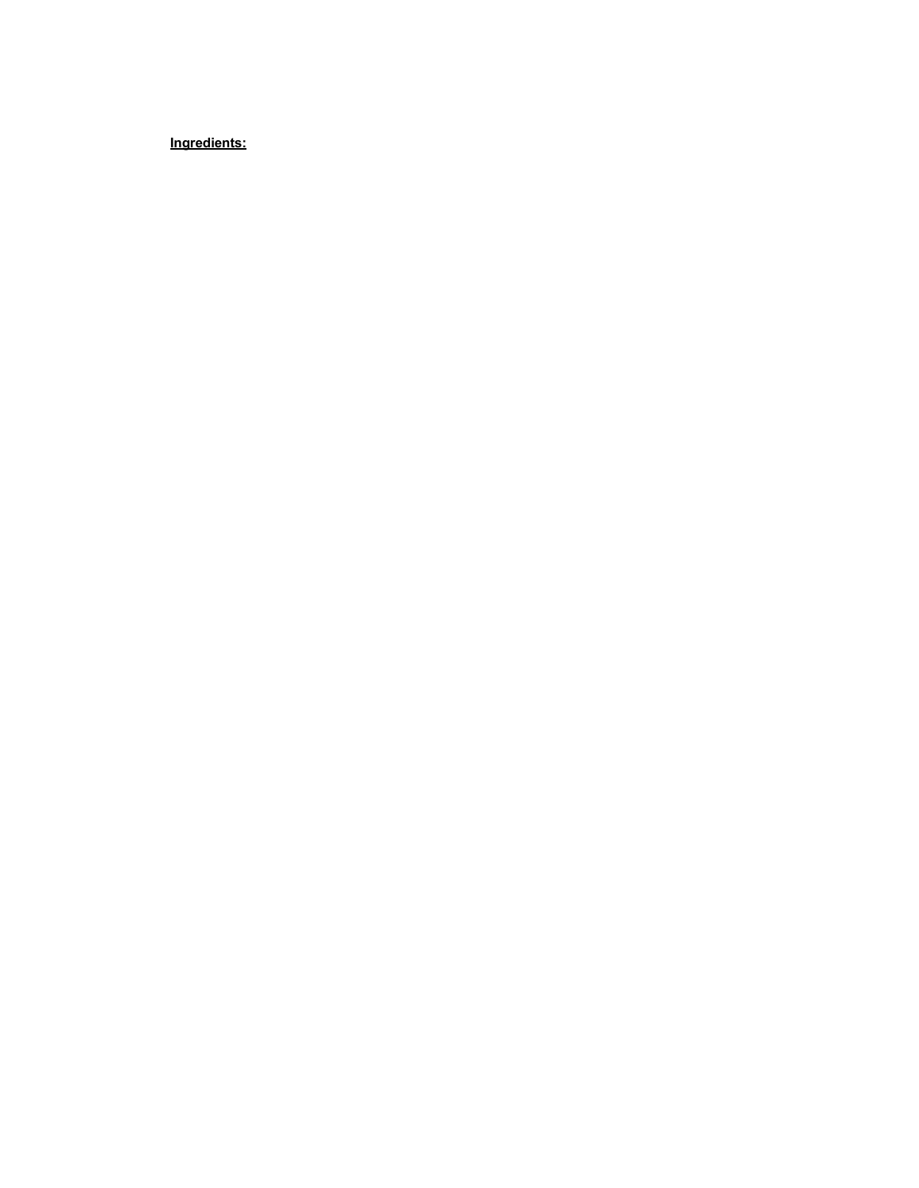**Ingredients:**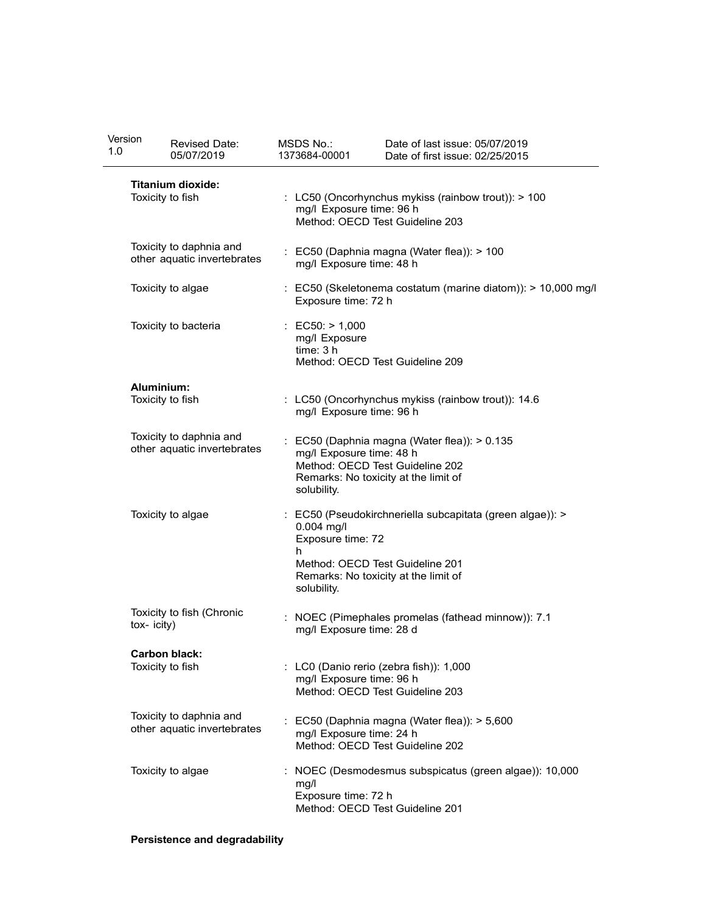**Titanium dioxide:**

Toxicity to fish : LC50 (Oncorhynchus mykiss (rainbow trout)): > 100 mg/l Exposure time: 96 h
Method: OECD Test Guideline 203

Toxicity to daphnia and other aquatic invertebrates : EC50 (Daphnia magna (Water flea)): > 100 mg/l Exposure time: 48 h

Toxicity to algae : EC50 (Skeletonema costatum (marine diatom)): > 10,000 mg/l
Exposure time: 72 h

Toxicity to bacteria : EC50: > 1,000 mg/l Exposure time: 3 h
Method: OECD Test Guideline 209

**Aluminium:**

Toxicity to fish : LC50 (Oncorhynchus mykiss (rainbow trout)): 14.6 mg/l Exposure time: 96 h

Toxicity to daphnia and other aquatic invertebrates : EC50 (Daphnia magna (Water flea)): > 0.135 mg/l Exposure time: 48 h
Method: OECD Test Guideline 202
Remarks: No toxicity at the limit of solubility.

Toxicity to algae : EC50 (Pseudokirchneriella subcapitata (green algae)): > 0.004 mg/l
Exposure time: 72 h
Method: OECD Test Guideline 201
Remarks: No toxicity at the limit of solubility.

Toxicity to fish (Chronic tox- icity) : NOEC (Pimephales promelas (fathead minnow)): 7.1 mg/l Exposure time: 28 d

**Carbon black:**

Toxicity to fish : LC0 (Danio rerio (zebra fish)): 1,000 mg/l Exposure time: 96 h
Method: OECD Test Guideline 203

Toxicity to daphnia and other aquatic invertebrates : EC50 (Daphnia magna (Water flea)): > 5,600 mg/l Exposure time: 24 h
Method: OECD Test Guideline 202

Toxicity to algae : NOEC (Desmodesmus subspicatus (green algae)): 10,000 mg/l
Exposure time: 72 h
Method: OECD Test Guideline 201

**Persistence and degradability**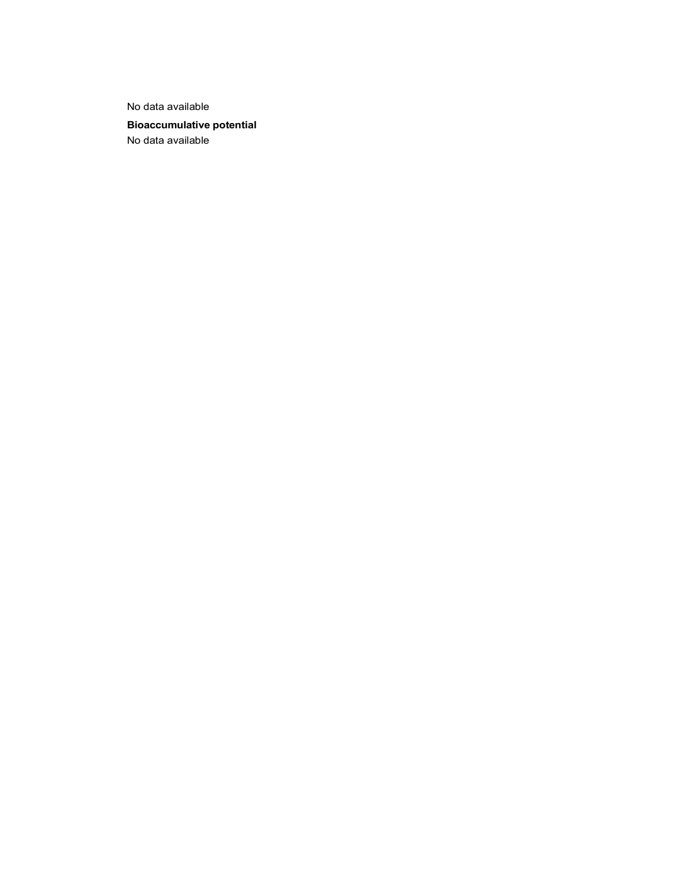No data available

**Bioaccumulative potential**

No data available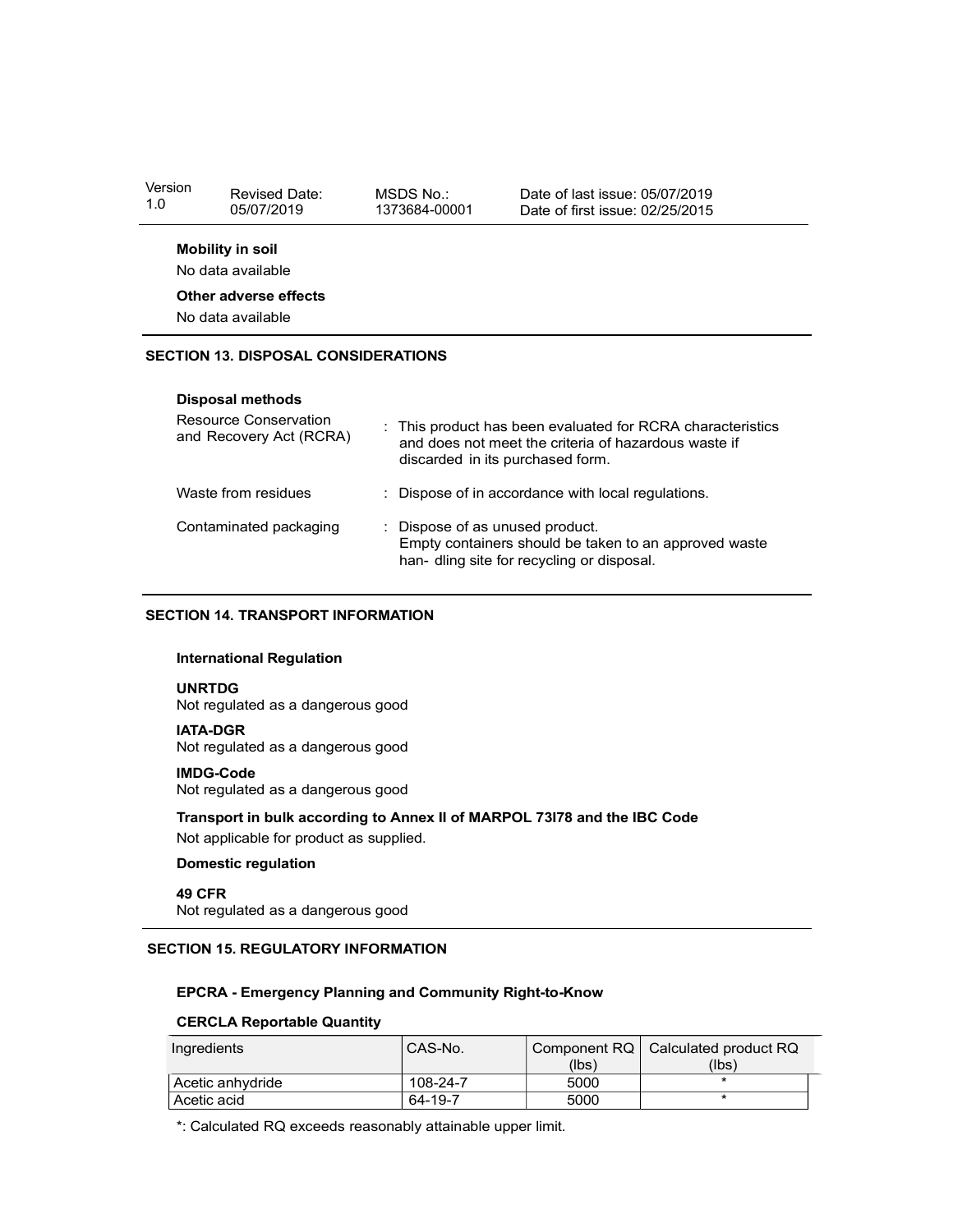**Mobility in soil**

No data available

**Other adverse effects**

No data available

## SECTION 13. DISPOSAL CONSIDERATIONS

**Disposal methods**

Resource Conservation and Recovery Act (RCRA) : This product has been evaluated for RCRA characteristics and does not meet the criteria of hazardous waste if discarded in its purchased form.

Waste from residues : Dispose of in accordance with local regulations.

Contaminated packaging : Dispose of as unused product. Empty containers should be taken to an approved waste han- dling site for recycling or disposal.

## SECTION 14. TRANSPORT INFORMATION

**International Regulation**

**UNRTDG**
Not regulated as a dangerous good

**IATA-DGR**
Not regulated as a dangerous good

**IMDG-Code**
Not regulated as a dangerous good

**Transport in bulk according to Annex II of MARPOL 73I78 and the IBC Code**

Not applicable for product as supplied.

**Domestic regulation**

**49 CFR**
Not regulated as a dangerous good

## SECTION 15. REGULATORY INFORMATION

**EPCRA - Emergency Planning and Community Right-to-Know**

**CERCLA Reportable Quantity**

| Ingredients | CAS-No. | Component RQ (lbs) | Calculated product RQ (lbs) |
|---|---|---|---|
| Acetic anhydride | 108-24-7 | 5000 | * |
| Acetic acid | 64-19-7 | 5000 | * |

*: Calculated RQ exceeds reasonably attainable upper limit.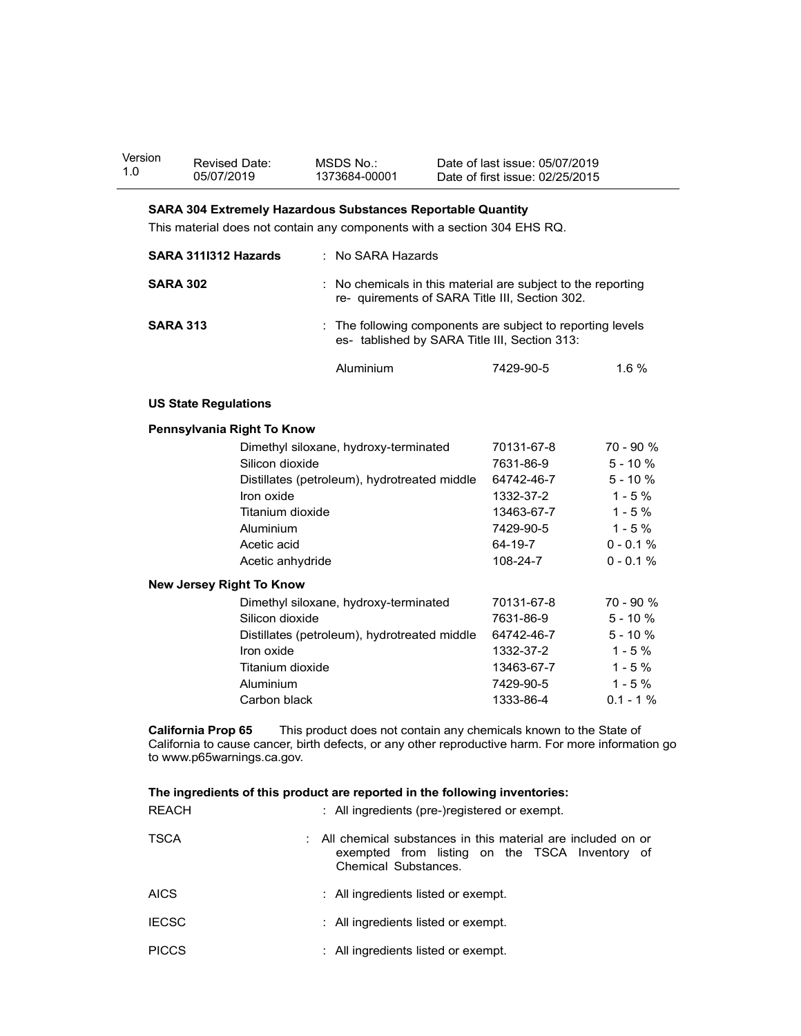**SARA 304 Extremely Hazardous Substances Reportable Quantity**

This material does not contain any components with a section 304 EHS RQ.

**SARA 311/312 Hazards** : No SARA Hazards

**SARA 302** : No chemicals in this material are subject to the reporting re- quirements of SARA Title III, Section 302.

**SARA 313** : The following components are subject to reporting levels es- tablished by SARA Title III, Section 313:

| | | |
|---|---|---|
| Aluminium | 7429-90-5 | 1.6 % |

**US State Regulations**

**Pennsylvania Right To Know**

| | | |
|---|---|---|
| Dimethyl siloxane, hydroxy-terminated | 70131-67-8 | 70 - 90 % |
| Silicon dioxide | 7631-86-9 | 5 - 10 % |
| Distillates (petroleum), hydrotreated middle | 64742-46-7 | 5 - 10 % |
| Iron oxide | 1332-37-2 | 1 - 5 % |
| Titanium dioxide | 13463-67-7 | 1 - 5 % |
| Aluminium | 7429-90-5 | 1 - 5 % |
| Acetic acid | 64-19-7 | 0 - 0.1 % |
| Acetic anhydride | 108-24-7 | 0 - 0.1 % |

**New Jersey Right To Know**

| | | |
|---|---|---|
| Dimethyl siloxane, hydroxy-terminated | 70131-67-8 | 70 - 90 % |
| Silicon dioxide | 7631-86-9 | 5 - 10 % |
| Distillates (petroleum), hydrotreated middle | 64742-46-7 | 5 - 10 % |
| Iron oxide | 1332-37-2 | 1 - 5 % |
| Titanium dioxide | 13463-67-7 | 1 - 5 % |
| Aluminium | 7429-90-5 | 1 - 5 % |
| Carbon black | 1333-86-4 | 0.1 - 1 % |

**California Prop 65** This product does not contain any chemicals known to the State of California to cause cancer, birth defects, or any other reproductive harm. For more information go to www.p65warnings.ca.gov.

**The ingredients of this product are reported in the following inventories:**

REACH : All ingredients (pre-)registered or exempt.

TSCA : All chemical substances in this material are included on or exempted from listing on the TSCA Inventory of Chemical Substances.

AICS : All ingredients listed or exempt.

IECSC : All ingredients listed or exempt.

PICCS : All ingredients listed or exempt.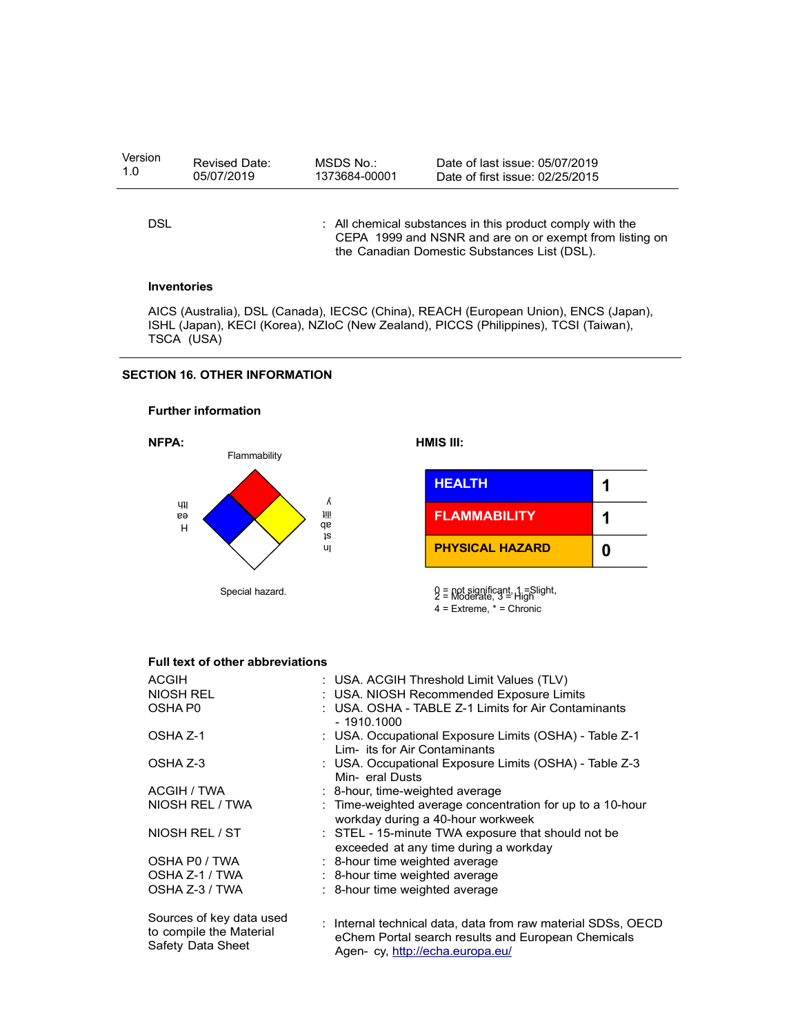| Version 1.0 | Revised Date: 05/07/2019 | MSDS No.: 1373684-00001 | Date of last issue: 05/07/2019 Date of first issue: 02/25/2015 |
|---|---|---|---|

DSL : All chemical substances in this product comply with the CEPA 1999 and NSNR and are on or exempt from listing on the Canadian Domestic Substances List (DSL).

**Inventories**

AICS (Australia), DSL (Canada), IECSC (China), REACH (European Union), ENCS (Japan), ISHL (Japan), KECI (Korea), NZIoC (New Zealand), PICCS (Philippines), TCSI (Taiwan), TSCA (USA)

## SECTION 16. OTHER INFORMATION

### Further information

**NFPA:**

Flammability

Health

Instability

Special hazard.

**HMIS III:**

| HEALTH | 1 |
|---|---|
| FLAMMABILITY | 1 |
| PHYSICAL HAZARD | 0 |

0 = not significant, 1 =Slight, 2 = Moderate, 3 = High
4 = Extreme, * = Chronic

### Full text of other abbreviations

| | |
|---|---|
| ACGIH | : USA. ACGIH Threshold Limit Values (TLV) |
| NIOSH REL | : USA. NIOSH Recommended Exposure Limits |
| OSHA P0 | : USA. OSHA - TABLE Z-1 Limits for Air Contaminants - 1910.1000 |
| OSHA Z-1 | : USA. Occupational Exposure Limits (OSHA) - Table Z-1 Lim- its for Air Contaminants |
| OSHA Z-3 | : USA. Occupational Exposure Limits (OSHA) - Table Z-3 Min- eral Dusts |
| ACGIH / TWA | : 8-hour, time-weighted average |
| NIOSH REL / TWA | : Time-weighted average concentration for up to a 10-hour workday during a 40-hour workweek |
| NIOSH REL / ST | : STEL - 15-minute TWA exposure that should not be exceeded at any time during a workday |
| OSHA P0 / TWA | : 8-hour time weighted average |
| OSHA Z-1 / TWA | : 8-hour time weighted average |
| OSHA Z-3 / TWA | : 8-hour time weighted average |

Sources of key data used to compile the Material Safety Data Sheet : Internal technical data, data from raw material SDSs, OECD eChem Portal search results and European Chemicals Agen- cy, http://echa.europa.eu/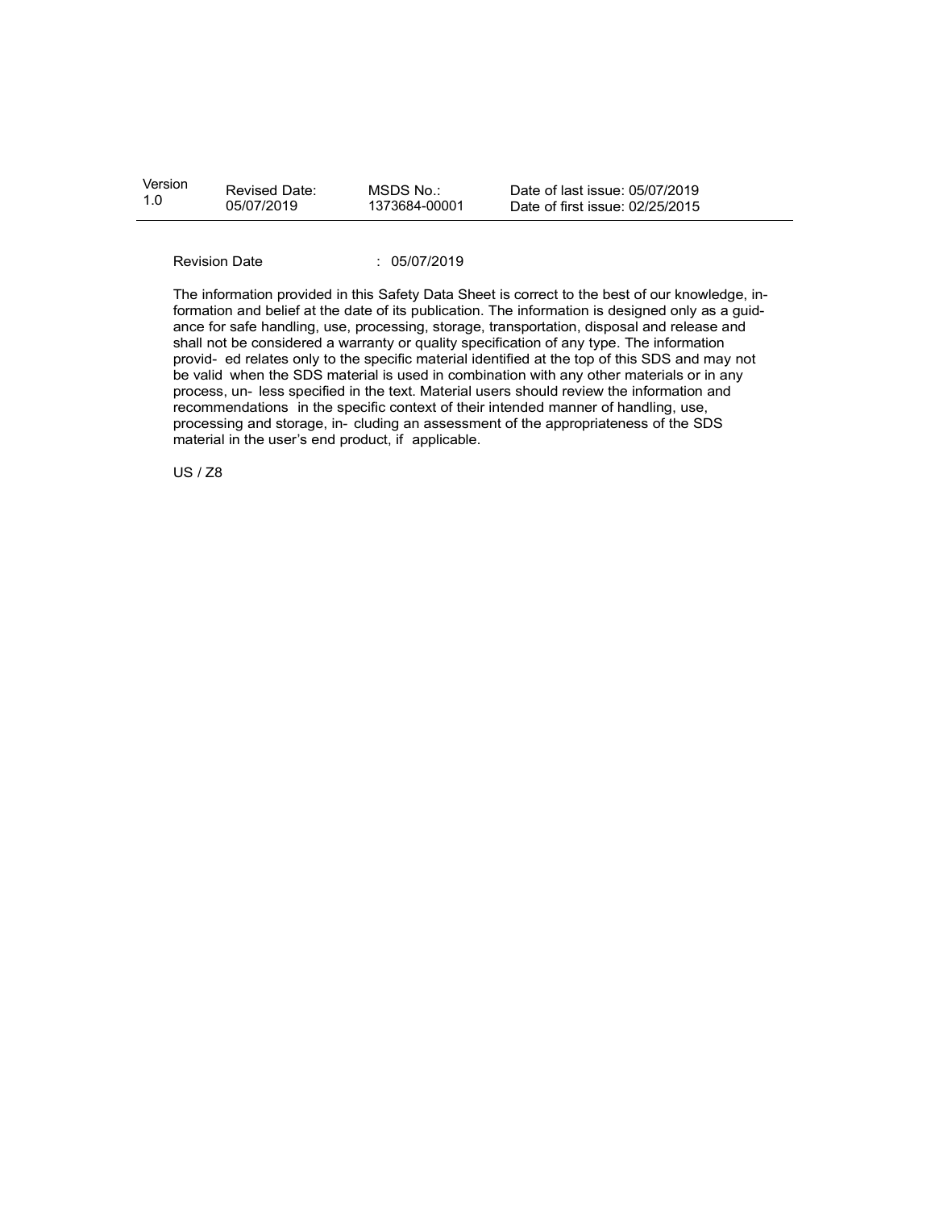Revision Date : 05/07/2019

The information provided in this Safety Data Sheet is correct to the best of our knowledge, information and belief at the date of its publication. The information is designed only as a guidance for safe handling, use, processing, storage, transportation, disposal and release and shall not be considered a warranty or quality specification of any type. The information provided relates only to the specific material identified at the top of this SDS and may not be valid when the SDS material is used in combination with any other materials or in any process, unless specified in the text. Material users should review the information and recommendations in the specific context of their intended manner of handling, use, processing and storage, including an assessment of the appropriateness of the SDS material in the user's end product, if applicable.

US / Z8